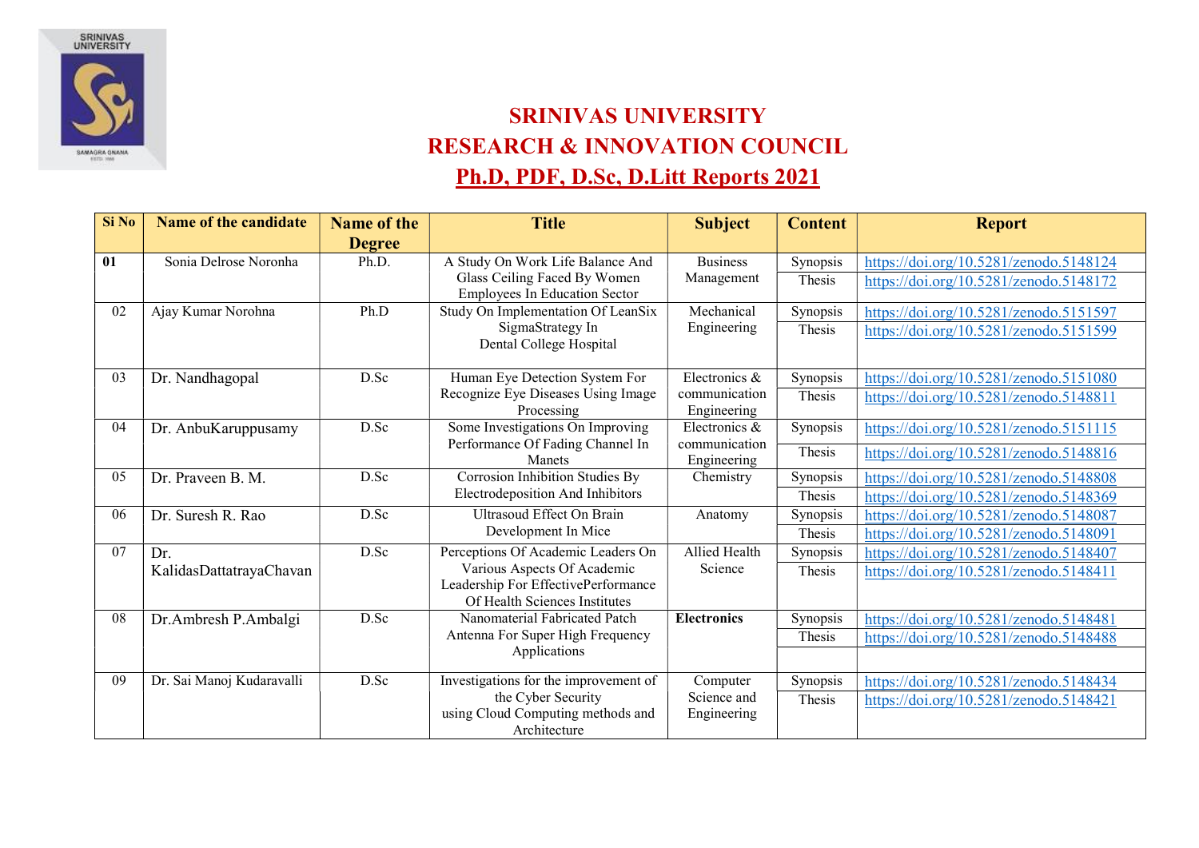# SRINIVAS UNIVERSITY
# RESEARCH & INNOVATION COUNCIL
## Ph.D, PDF, D.Sc, D.Litt Reports 2021

| Si No | Name of the candidate | Name of the Degree | Title | Subject | Content | Report |
|---|---|---|---|---|---|---|
| **01** | Sonia Delrose Noronha | Ph.D. | A Study On Work Life Balance And Glass Ceiling Faced By Women Employees In Education Sector | Business Management | Synopsis | https://doi.org/10.5281/zenodo.5148124 |
| | | | | | Thesis | https://doi.org/10.5281/zenodo.5148172 |
| 02 | Ajay Kumar Norohna | Ph.D | Study On Implementation Of LeanSix SigmaStrategy In Dental College Hospital | Mechanical Engineering | Synopsis | https://doi.org/10.5281/zenodo.5151597 |
| | | | | | Thesis | https://doi.org/10.5281/zenodo.5151599 |
| 03 | Dr. Nandhagopal | D.Sc | Human Eye Detection System For Recognize Eye Diseases Using Image Processing | Electronics & communication Engineering | Synopsis | https://doi.org/10.5281/zenodo.5151080 |
| | | | | | Thesis | https://doi.org/10.5281/zenodo.5148811 |
| 04 | Dr. AnbuKaruppusamy | D.Sc | Some Investigations On Improving Performance Of Fading Channel In Manets | Electronics & communication Engineering | Synopsis | https://doi.org/10.5281/zenodo.5151115 |
| | | | | | Thesis | https://doi.org/10.5281/zenodo.5148816 |
| 05 | Dr. Praveen B. M. | D.Sc | Corrosion Inhibition Studies By Electrodeposition And Inhibitors | Chemistry | Synopsis | https://doi.org/10.5281/zenodo.5148808 |
| | | | | | Thesis | https://doi.org/10.5281/zenodo.5148369 |
| 06 | Dr. Suresh R. Rao | D.Sc | Ultrasoud Effect On Brain Development In Mice | Anatomy | Synopsis | https://doi.org/10.5281/zenodo.5148087 |
| | | | | | Thesis | https://doi.org/10.5281/zenodo.5148091 |
| 07 | Dr. KalidasDattatrayaChavan | D.Sc | Perceptions Of Academic Leaders On Various Aspects Of Academic Leadership For EffectivePerformance Of Health Sciences Institutes | Allied Health Science | Synopsis | https://doi.org/10.5281/zenodo.5148407 |
| | | | | | Thesis | https://doi.org/10.5281/zenodo.5148411 |
| 08 | Dr.Ambresh P.Ambalgi | D.Sc | Nanomaterial Fabricated Patch Antenna For Super High Frequency Applications | **Electronics** | Synopsis | https://doi.org/10.5281/zenodo.5148481 |
| | | | | | Thesis | https://doi.org/10.5281/zenodo.5148488 |
| 09 | Dr. Sai Manoj Kudaravalli | D.Sc | Investigations for the improvement of the Cyber Security using Cloud Computing methods and Architecture | Computer Science and Engineering | Synopsis | https://doi.org/10.5281/zenodo.5148434 |
| | | | | | Thesis | https://doi.org/10.5281/zenodo.5148421 |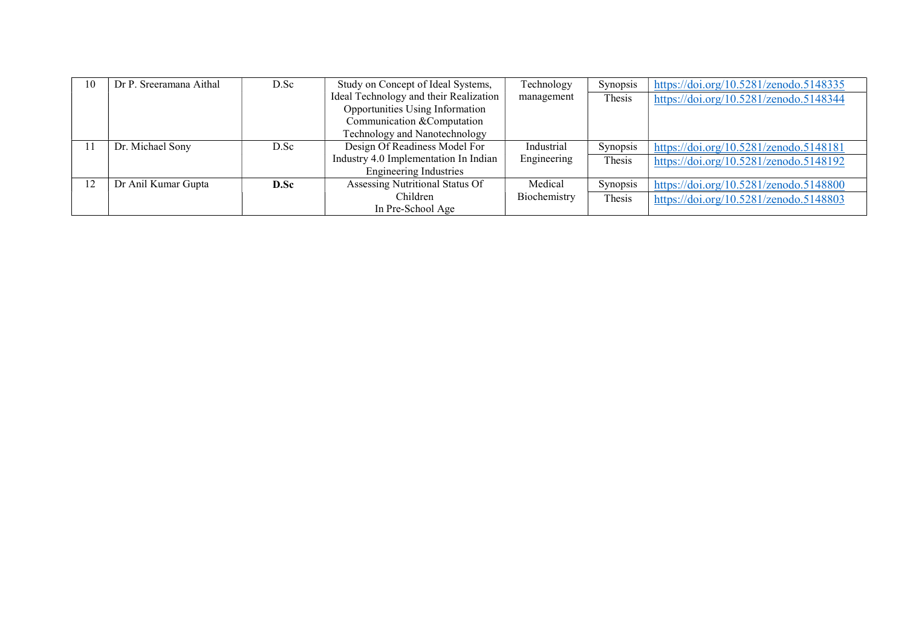| | | | | | | |
|---|---|---|---|---|---|---|
| 10 | Dr P. Sreeramana Aithal | D.Sc | Study on Concept of Ideal Systems, Ideal Technology and their Realization Opportunities Using Information Communication &Computation Technology and Nanotechnology | Technology management | Synopsis | https://doi.org/10.5281/zenodo.5148335 |
| | | | | | Thesis | https://doi.org/10.5281/zenodo.5148344 |
| 11 | Dr. Michael Sony | D.Sc | Design Of Readiness Model For Industry 4.0 Implementation In Indian Engineering Industries | Industrial Engineering | Synopsis | https://doi.org/10.5281/zenodo.5148181 |
| | | | | | Thesis | https://doi.org/10.5281/zenodo.5148192 |
| 12 | Dr Anil Kumar Gupta | **D.Sc** | Assessing Nutritional Status Of Children In Pre-School Age | Medical Biochemistry | Synopsis | https://doi.org/10.5281/zenodo.5148800 |
| | | | | | Thesis | https://doi.org/10.5281/zenodo.5148803 |